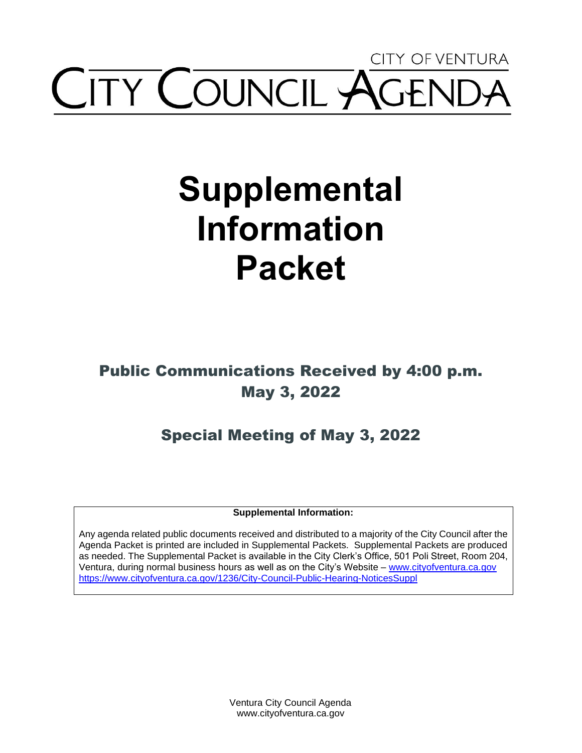CITY OF VENTURA

# CITY COUNCIL AGENDA

# Supplemental Information Packet

## Public Communications Received by 4:00 p.m. May 3, 2022

## Special Meeting of May 3, 2022

**Supplemental Information:**

Any agenda related public documents received and distributed to a majority of the City Council after the Agenda Packet is printed are included in Supplemental Packets. Supplemental Packets are produced as needed. The Supplemental Packet is available in the City Clerk's Office, 501 Poli Street, Room 204, Ventura, during normal business hours as well as on the City's Website – www.cityofventura.ca.gov https://www.cityofventura.ca.gov/1236/City-Council-Public-Hearing-NoticesSuppl

Ventura City Council Agenda
www.cityofventura.ca.gov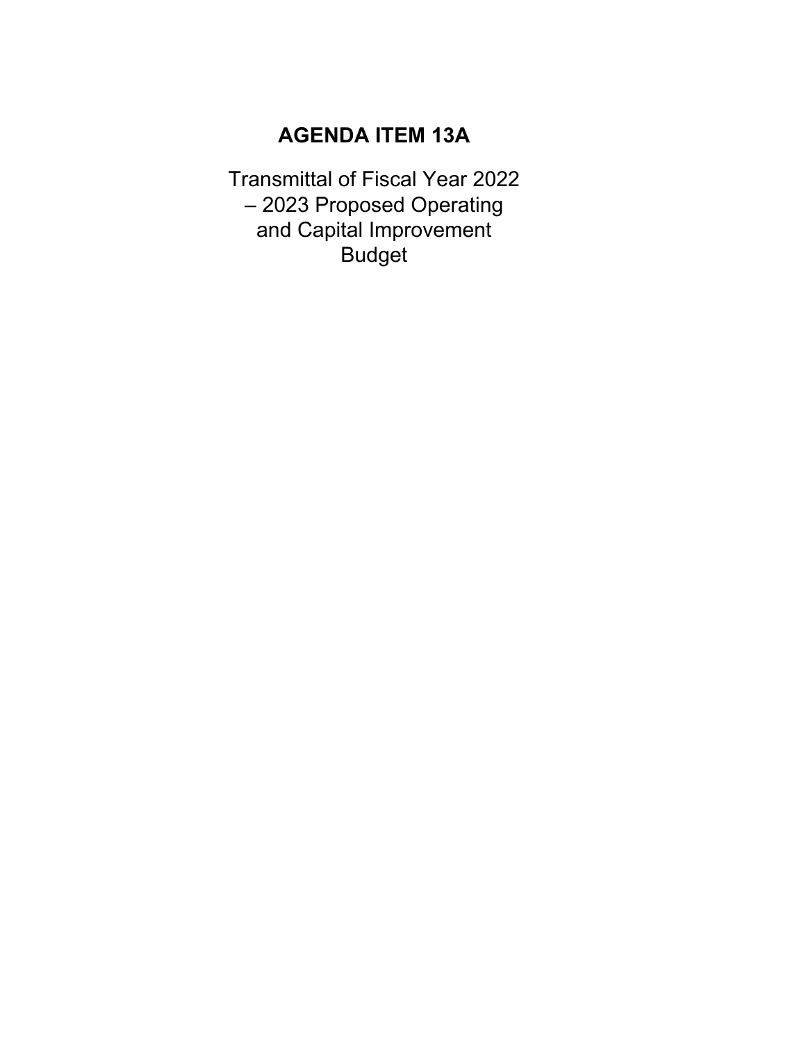# AGENDA ITEM 13A

Transmittal of Fiscal Year 2022 – 2023 Proposed Operating and Capital Improvement Budget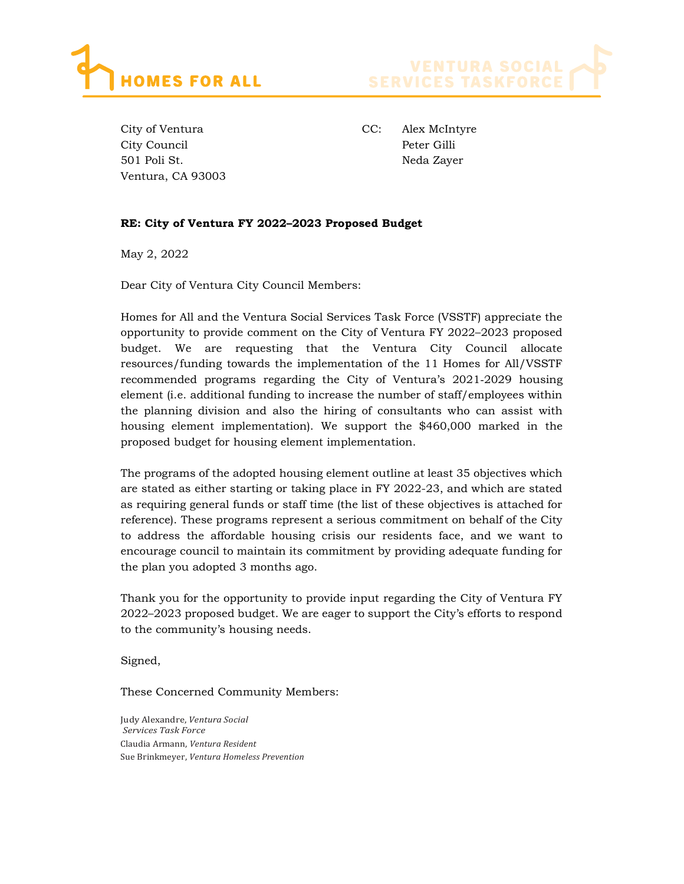HOMES FOR ALL

VENTURA SOCIAL SERVICES TASKFORCE

City of Ventura
City Council
501 Poli St.
Ventura, CA 93003

CC: Alex McIntyre
Peter Gilli
Neda Zayer

**RE: City of Ventura FY 2022–2023 Proposed Budget**

May 2, 2022

Dear City of Ventura City Council Members:

Homes for All and the Ventura Social Services Task Force (VSSTF) appreciate the opportunity to provide comment on the City of Ventura FY 2022–2023 proposed budget. We are requesting that the Ventura City Council allocate resources/funding towards the implementation of the 11 Homes for All/VSSTF recommended programs regarding the City of Ventura's 2021-2029 housing element (i.e. additional funding to increase the number of staff/employees within the planning division and also the hiring of consultants who can assist with housing element implementation). We support the $460,000 marked in the proposed budget for housing element implementation.

The programs of the adopted housing element outline at least 35 objectives which are stated as either starting or taking place in FY 2022-23, and which are stated as requiring general funds or staff time (the list of these objectives is attached for reference). These programs represent a serious commitment on behalf of the City to address the affordable housing crisis our residents face, and we want to encourage council to maintain its commitment by providing adequate funding for the plan you adopted 3 months ago.

Thank you for the opportunity to provide input regarding the City of Ventura FY 2022–2023 proposed budget. We are eager to support the City's efforts to respond to the community's housing needs.

Signed,

These Concerned Community Members:

Judy Alexandre, *Ventura Social Services Task Force*
Claudia Armann, *Ventura Resident*
Sue Brinkmeyer, *Ventura Homeless Prevention*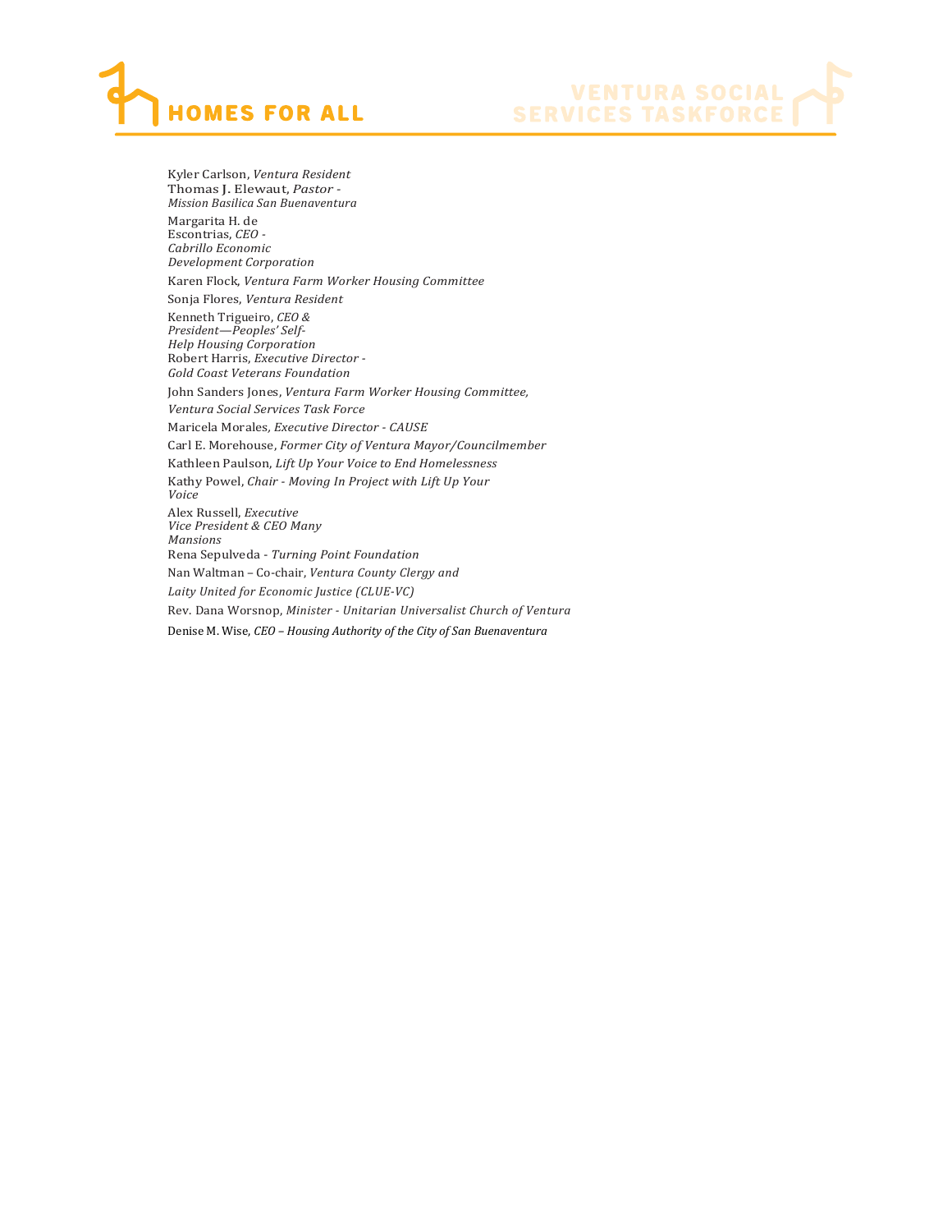Kyler Carlson, *Ventura Resident*

Thomas J. Elewaut, *Pastor - Mission Basilica San Buenaventura*

Margarita H. de Escontrias, *CEO - Cabrillo Economic Development Corporation*

Karen Flock, *Ventura Farm Worker Housing Committee*

Sonja Flores, *Ventura Resident*

Kenneth Trigueiro, *CEO & President—Peoples' Self-Help Housing Corporation*

Robert Harris, *Executive Director - Gold Coast Veterans Foundation*

John Sanders Jones, *Ventura Farm Worker Housing Committee, Ventura Social Services Task Force*

Maricela Morales*, Executive Director - CAUSE*

Carl E. Morehouse, *Former City of Ventura Mayor/Councilmember*

Kathleen Paulson, *Lift Up Your Voice to End Homelessness*

Kathy Powel, *Chair - Moving In Project with Lift Up Your Voice*

Alex Russell, *Executive Vice President & CEO Many Mansions*

Rena Sepulveda - *Turning Point Foundation*

Nan Waltman – Co-chair, *Ventura County Clergy and Laity United for Economic Justice (CLUE-VC)*

Rev. Dana Worsnop, *Minister - Unitarian Universalist Church of Ventura*

Denise M. Wise, *CEO – Housing Authority of the City of San Buenaventura*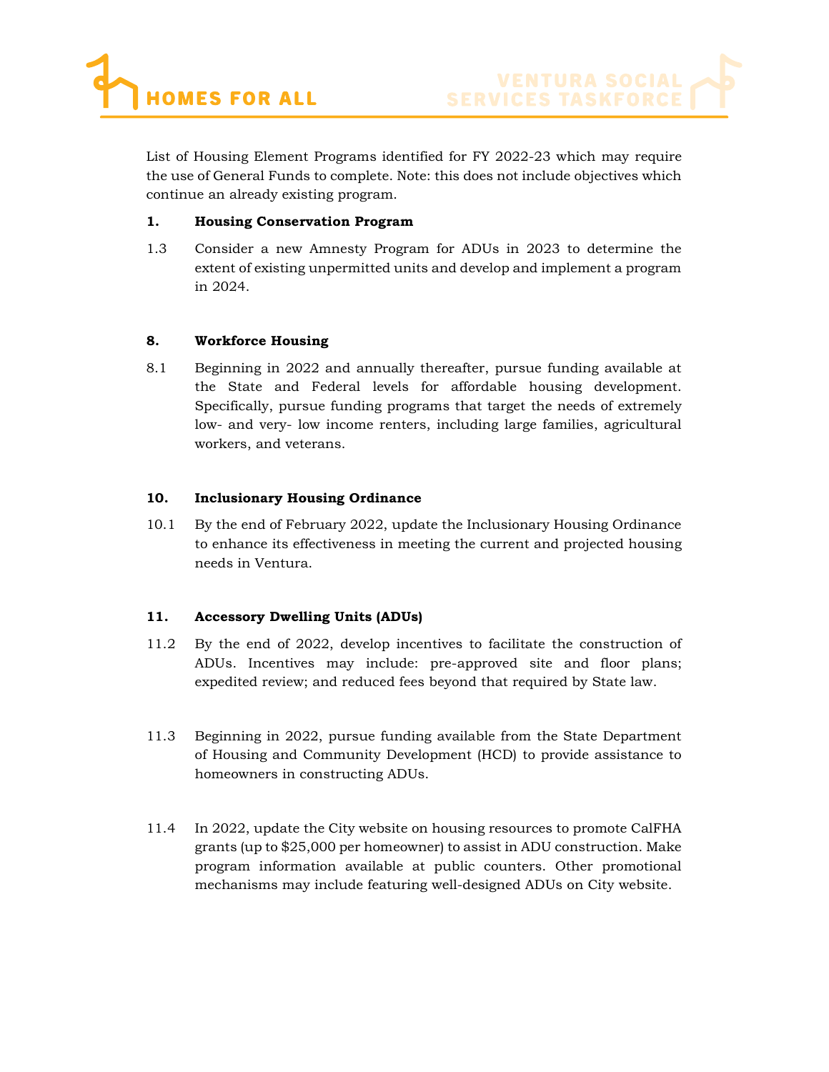List of Housing Element Programs identified for FY 2022-23 which may require the use of General Funds to complete. Note: this does not include objectives which continue an already existing program.

**1. Housing Conservation Program**

1.3 Consider a new Amnesty Program for ADUs in 2023 to determine the extent of existing unpermitted units and develop and implement a program in 2024.

**8. Workforce Housing**

8.1 Beginning in 2022 and annually thereafter, pursue funding available at the State and Federal levels for affordable housing development. Specifically, pursue funding programs that target the needs of extremely low- and very- low income renters, including large families, agricultural workers, and veterans.

**10. Inclusionary Housing Ordinance**

10.1 By the end of February 2022, update the Inclusionary Housing Ordinance to enhance its effectiveness in meeting the current and projected housing needs in Ventura.

**11. Accessory Dwelling Units (ADUs)**

11.2 By the end of 2022, develop incentives to facilitate the construction of ADUs. Incentives may include: pre-approved site and floor plans; expedited review; and reduced fees beyond that required by State law.

11.3 Beginning in 2022, pursue funding available from the State Department of Housing and Community Development (HCD) to provide assistance to homeowners in constructing ADUs.

11.4 In 2022, update the City website on housing resources to promote CalFHA grants (up to $25,000 per homeowner) to assist in ADU construction. Make program information available at public counters. Other promotional mechanisms may include featuring well-designed ADUs on City website.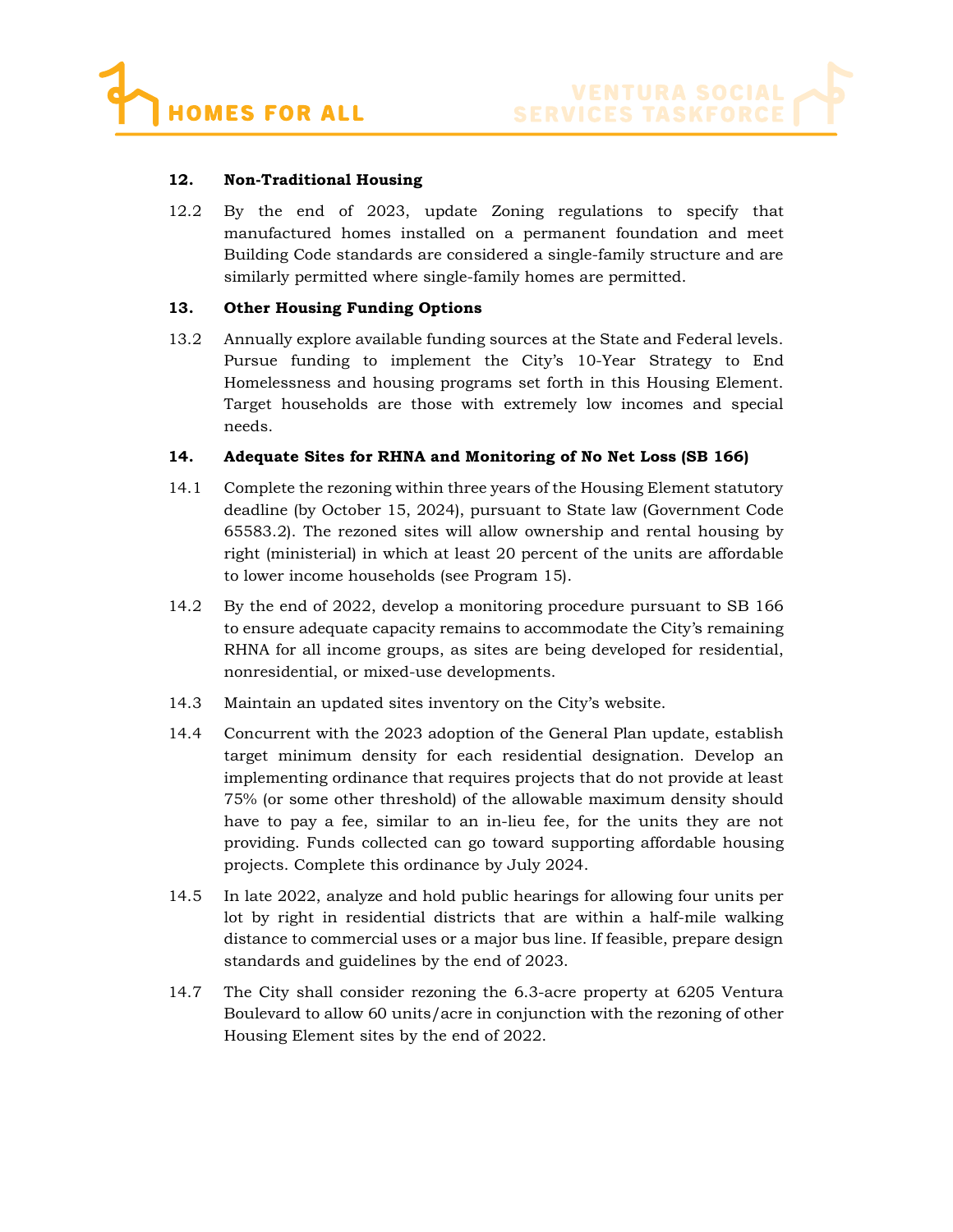**12. Non-Traditional Housing**

12.2 By the end of 2023, update Zoning regulations to specify that manufactured homes installed on a permanent foundation and meet Building Code standards are considered a single-family structure and are similarly permitted where single-family homes are permitted.

**13. Other Housing Funding Options**

13.2 Annually explore available funding sources at the State and Federal levels. Pursue funding to implement the City's 10-Year Strategy to End Homelessness and housing programs set forth in this Housing Element. Target households are those with extremely low incomes and special needs.

**14. Adequate Sites for RHNA and Monitoring of No Net Loss (SB 166)**

14.1 Complete the rezoning within three years of the Housing Element statutory deadline (by October 15, 2024), pursuant to State law (Government Code 65583.2). The rezoned sites will allow ownership and rental housing by right (ministerial) in which at least 20 percent of the units are affordable to lower income households (see Program 15).

14.2 By the end of 2022, develop a monitoring procedure pursuant to SB 166 to ensure adequate capacity remains to accommodate the City's remaining RHNA for all income groups, as sites are being developed for residential, nonresidential, or mixed-use developments.

14.3 Maintain an updated sites inventory on the City's website.

14.4 Concurrent with the 2023 adoption of the General Plan update, establish target minimum density for each residential designation. Develop an implementing ordinance that requires projects that do not provide at least 75% (or some other threshold) of the allowable maximum density should have to pay a fee, similar to an in-lieu fee, for the units they are not providing. Funds collected can go toward supporting affordable housing projects. Complete this ordinance by July 2024.

14.5 In late 2022, analyze and hold public hearings for allowing four units per lot by right in residential districts that are within a half-mile walking distance to commercial uses or a major bus line. If feasible, prepare design standards and guidelines by the end of 2023.

14.7 The City shall consider rezoning the 6.3-acre property at 6205 Ventura Boulevard to allow 60 units/acre in conjunction with the rezoning of other Housing Element sites by the end of 2022.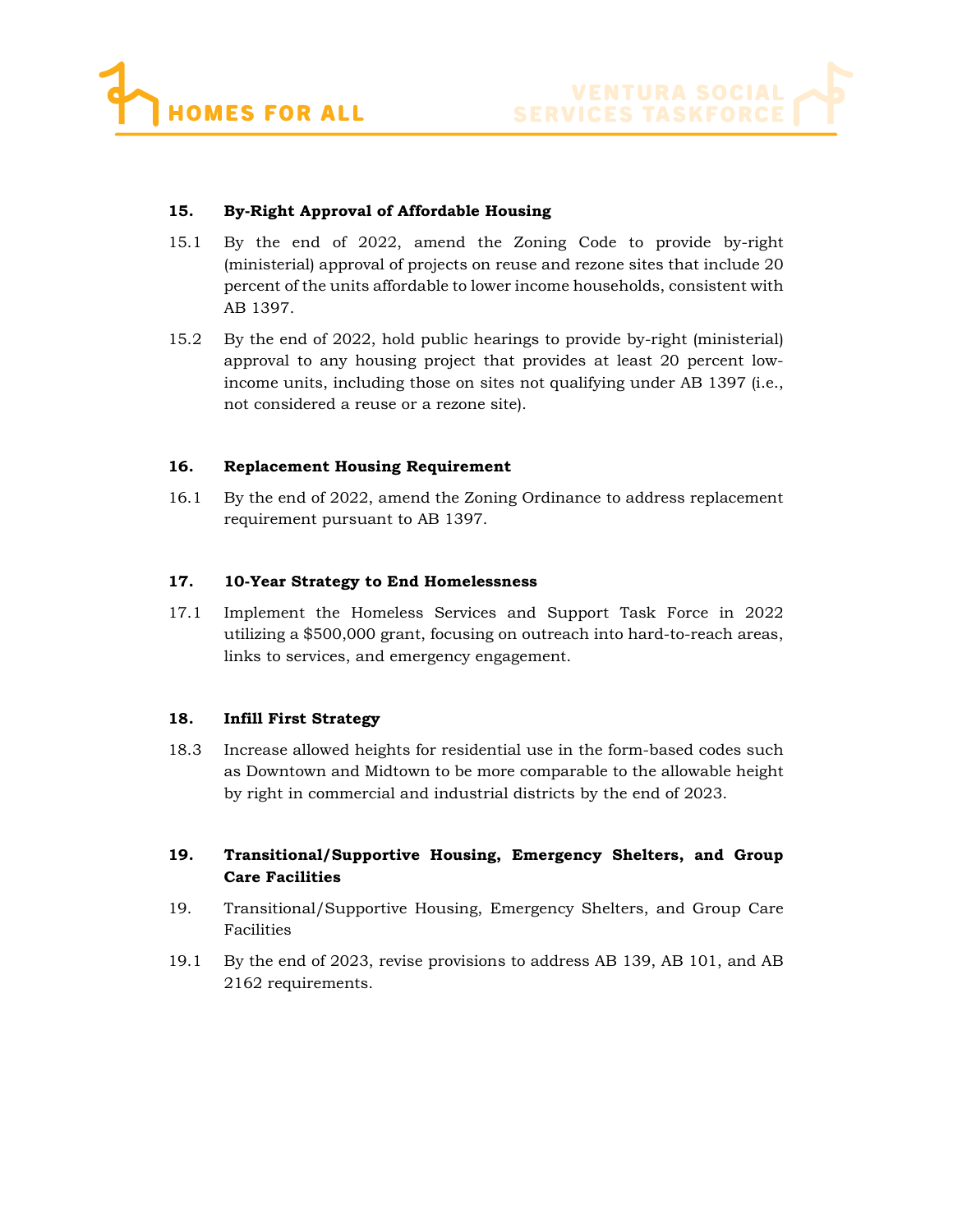## 15. By-Right Approval of Affordable Housing

15.1 By the end of 2022, amend the Zoning Code to provide by-right (ministerial) approval of projects on reuse and rezone sites that include 20 percent of the units affordable to lower income households, consistent with AB 1397.

15.2 By the end of 2022, hold public hearings to provide by-right (ministerial) approval to any housing project that provides at least 20 percent low-income units, including those on sites not qualifying under AB 1397 (i.e., not considered a reuse or a rezone site).

## 16. Replacement Housing Requirement

16.1 By the end of 2022, amend the Zoning Ordinance to address replacement requirement pursuant to AB 1397.

## 17. 10-Year Strategy to End Homelessness

17.1 Implement the Homeless Services and Support Task Force in 2022 utilizing a $500,000 grant, focusing on outreach into hard-to-reach areas, links to services, and emergency engagement.

## 18. Infill First Strategy

18.3 Increase allowed heights for residential use in the form-based codes such as Downtown and Midtown to be more comparable to the allowable height by right in commercial and industrial districts by the end of 2023.

## 19. Transitional/Supportive Housing, Emergency Shelters, and Group Care Facilities

19. Transitional/Supportive Housing, Emergency Shelters, and Group Care Facilities

19.1 By the end of 2023, revise provisions to address AB 139, AB 101, and AB 2162 requirements.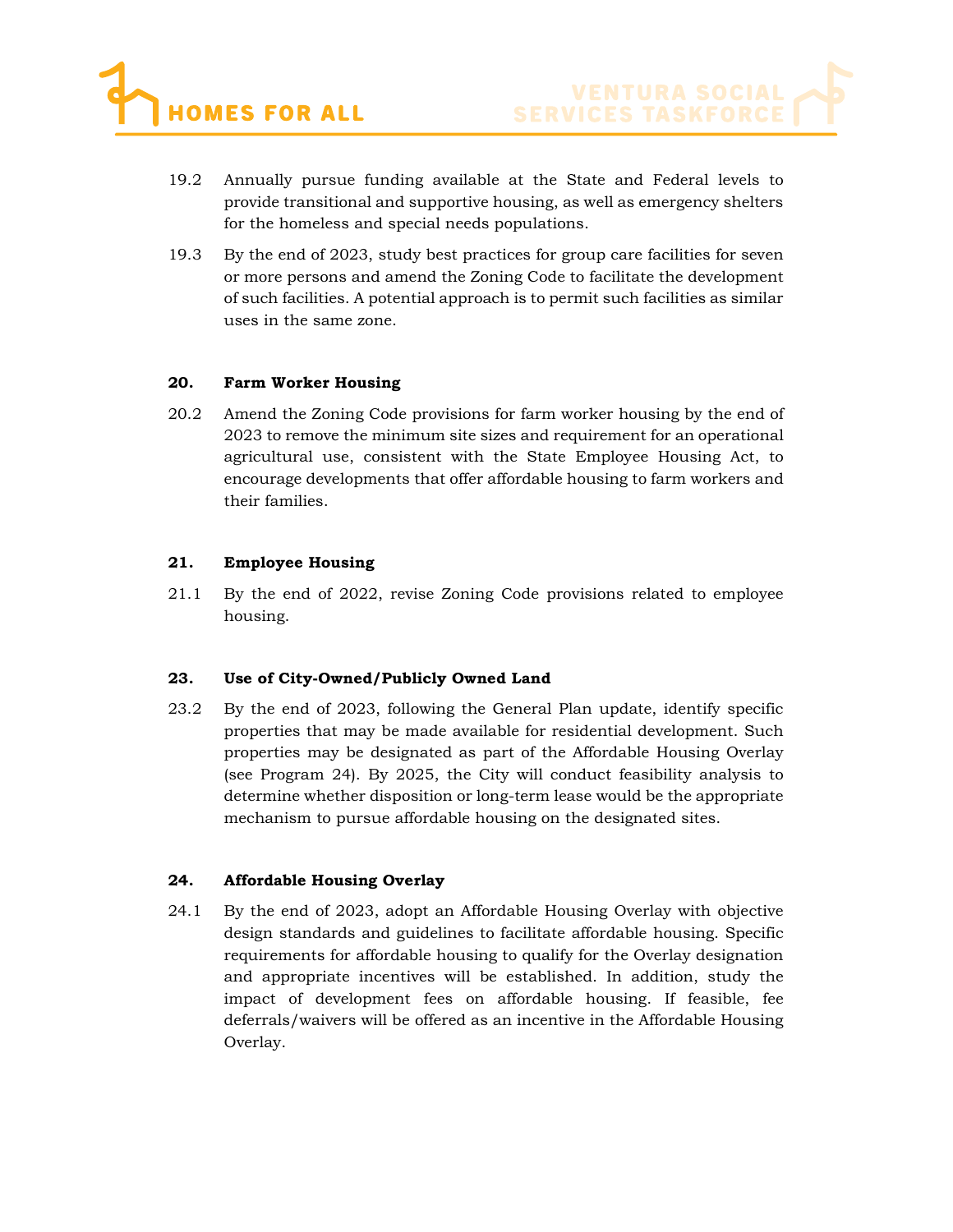19.2 Annually pursue funding available at the State and Federal levels to provide transitional and supportive housing, as well as emergency shelters for the homeless and special needs populations.

19.3 By the end of 2023, study best practices for group care facilities for seven or more persons and amend the Zoning Code to facilitate the development of such facilities. A potential approach is to permit such facilities as similar uses in the same zone.

**20. Farm Worker Housing**

20.2 Amend the Zoning Code provisions for farm worker housing by the end of 2023 to remove the minimum site sizes and requirement for an operational agricultural use, consistent with the State Employee Housing Act, to encourage developments that offer affordable housing to farm workers and their families.

**21. Employee Housing**

21.1 By the end of 2022, revise Zoning Code provisions related to employee housing.

**23. Use of City-Owned/Publicly Owned Land**

23.2 By the end of 2023, following the General Plan update, identify specific properties that may be made available for residential development. Such properties may be designated as part of the Affordable Housing Overlay (see Program 24). By 2025, the City will conduct feasibility analysis to determine whether disposition or long-term lease would be the appropriate mechanism to pursue affordable housing on the designated sites.

**24. Affordable Housing Overlay**

24.1 By the end of 2023, adopt an Affordable Housing Overlay with objective design standards and guidelines to facilitate affordable housing. Specific requirements for affordable housing to qualify for the Overlay designation and appropriate incentives will be established. In addition, study the impact of development fees on affordable housing. If feasible, fee deferrals/waivers will be offered as an incentive in the Affordable Housing Overlay.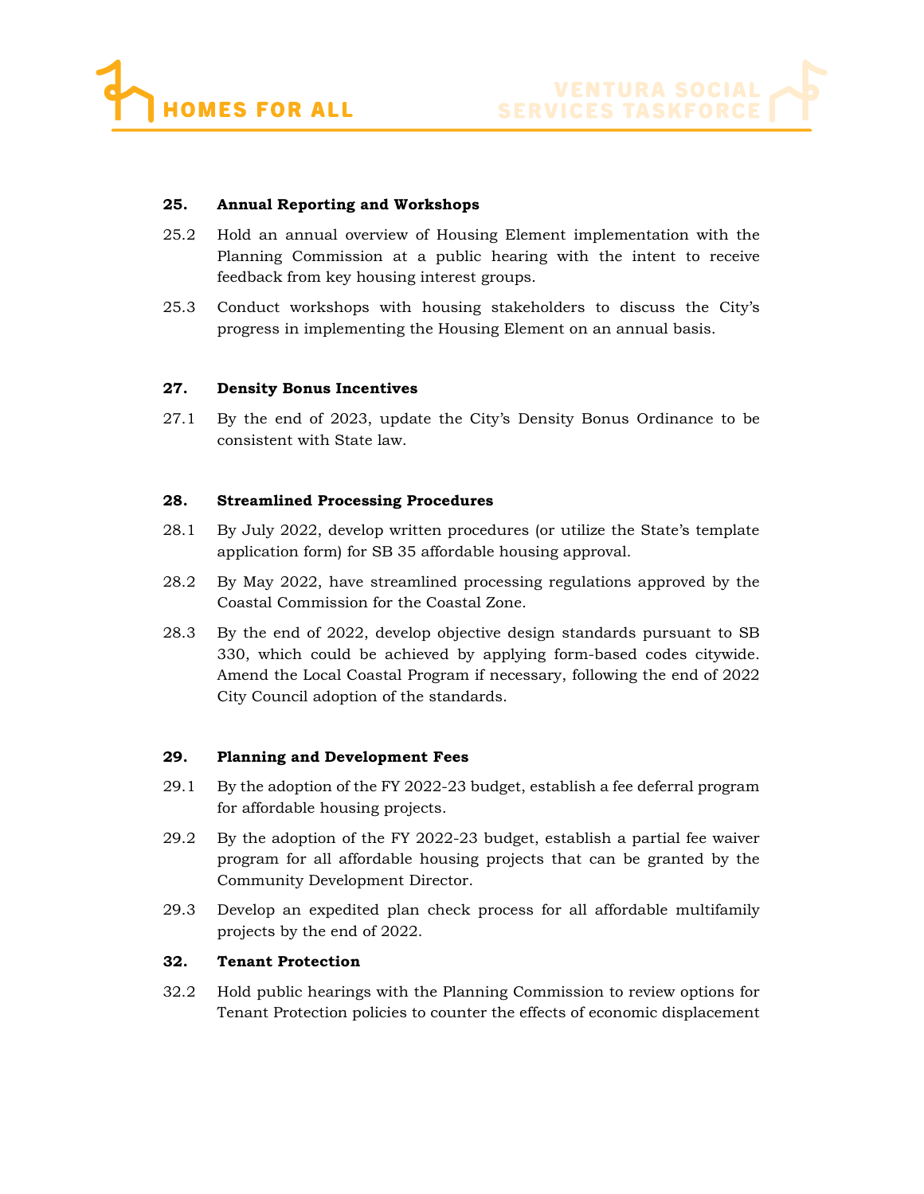**25. Annual Reporting and Workshops**

25.2 Hold an annual overview of Housing Element implementation with the Planning Commission at a public hearing with the intent to receive feedback from key housing interest groups.

25.3 Conduct workshops with housing stakeholders to discuss the City's progress in implementing the Housing Element on an annual basis.

**27. Density Bonus Incentives**

27.1 By the end of 2023, update the City's Density Bonus Ordinance to be consistent with State law.

**28. Streamlined Processing Procedures**

28.1 By July 2022, develop written procedures (or utilize the State's template application form) for SB 35 affordable housing approval.

28.2 By May 2022, have streamlined processing regulations approved by the Coastal Commission for the Coastal Zone.

28.3 By the end of 2022, develop objective design standards pursuant to SB 330, which could be achieved by applying form-based codes citywide. Amend the Local Coastal Program if necessary, following the end of 2022 City Council adoption of the standards.

**29. Planning and Development Fees**

29.1 By the adoption of the FY 2022-23 budget, establish a fee deferral program for affordable housing projects.

29.2 By the adoption of the FY 2022-23 budget, establish a partial fee waiver program for all affordable housing projects that can be granted by the Community Development Director.

29.3 Develop an expedited plan check process for all affordable multifamily projects by the end of 2022.

**32. Tenant Protection**

32.2 Hold public hearings with the Planning Commission to review options for Tenant Protection policies to counter the effects of economic displacement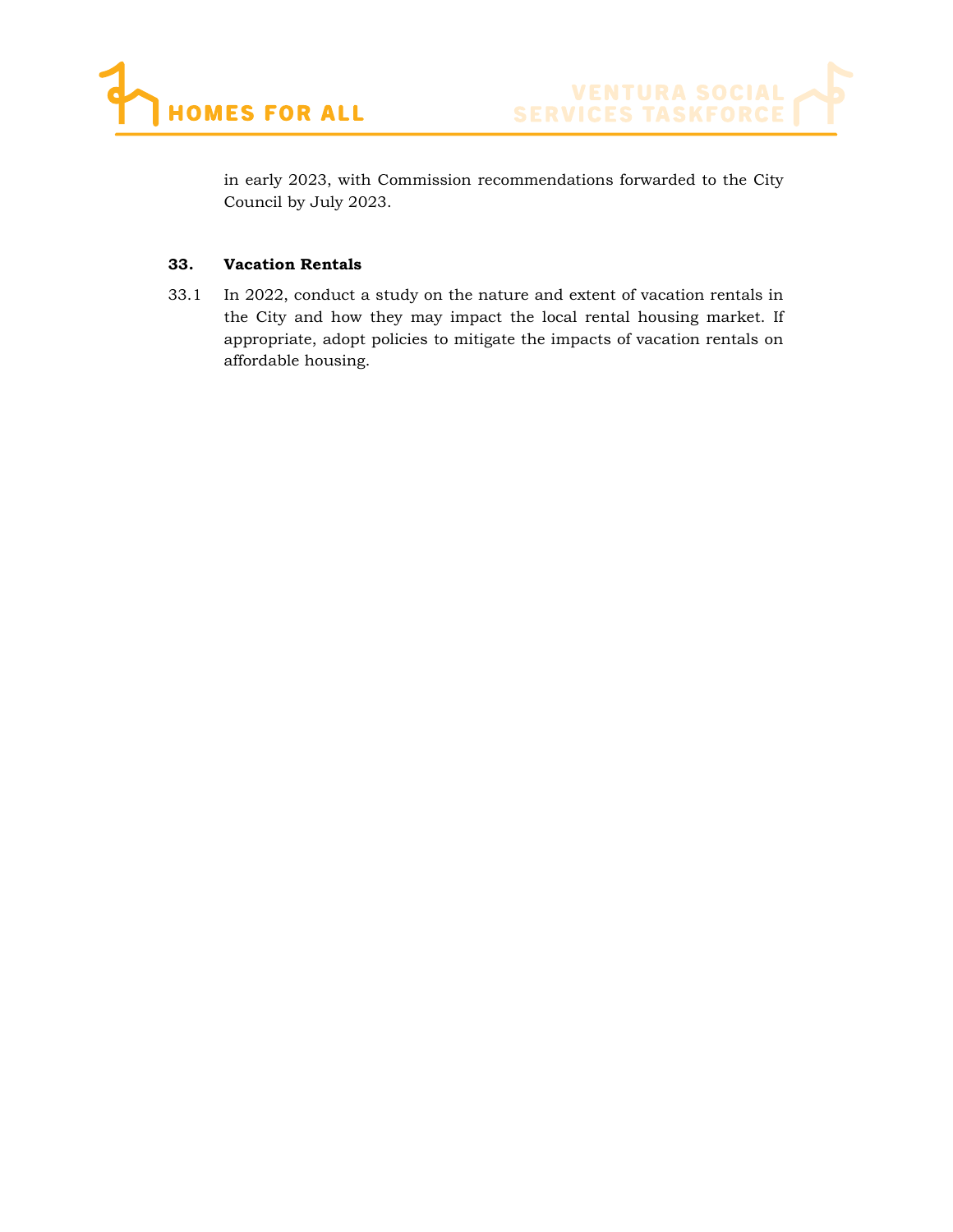in early 2023, with Commission recommendations forwarded to the City Council by July 2023.

**33. Vacation Rentals**

33.1 In 2022, conduct a study on the nature and extent of vacation rentals in the City and how they may impact the local rental housing market. If appropriate, adopt policies to mitigate the impacts of vacation rentals on affordable housing.